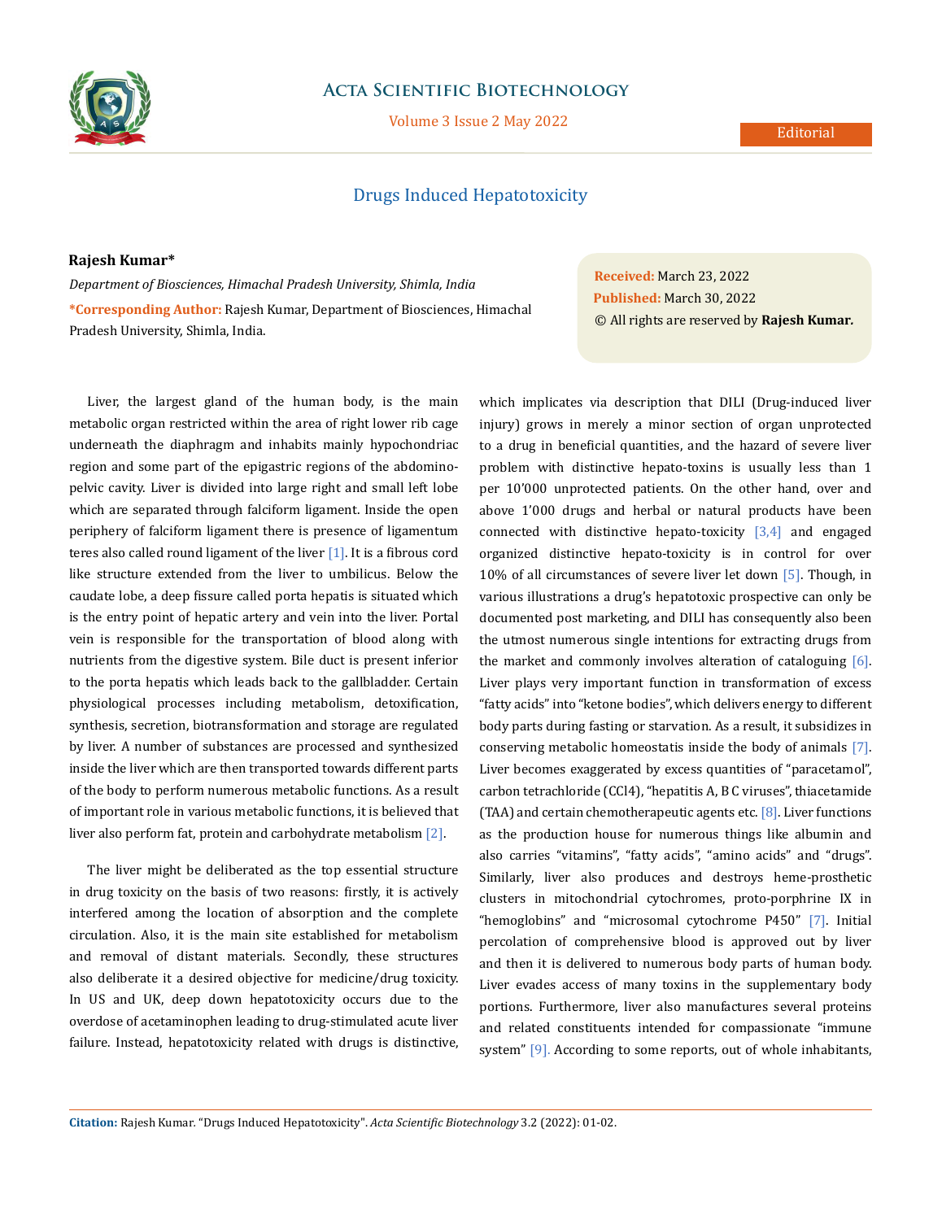# Drugs Induced Hepatotoxicity

**Rajesh Kumar***

*Department of Biosciences, Himachal Pradesh University, Shimla, India*

***Corresponding Author:** Rajesh Kumar, Department of Biosciences, Himachal Pradesh University, Shimla, India.

**Received:** March 23, 2022
**Published:** March 30, 2022
© All rights are reserved by **Rajesh Kumar.**

Liver, the largest gland of the human body, is the main metabolic organ restricted within the area of right lower rib cage underneath the diaphragm and inhabits mainly hypochondriac region and some part of the epigastric regions of the abdomino-pelvic cavity. Liver is divided into large right and small left lobe which are separated through falciform ligament. Inside the open periphery of falciform ligament there is presence of ligamentum teres also called round ligament of the liver [1]. It is a fibrous cord like structure extended from the liver to umbilicus. Below the caudate lobe, a deep fissure called porta hepatis is situated which is the entry point of hepatic artery and vein into the liver. Portal vein is responsible for the transportation of blood along with nutrients from the digestive system. Bile duct is present inferior to the porta hepatis which leads back to the gallbladder. Certain physiological processes including metabolism, detoxification, synthesis, secretion, biotransformation and storage are regulated by liver. A number of substances are processed and synthesized inside the liver which are then transported towards different parts of the body to perform numerous metabolic functions. As a result of important role in various metabolic functions, it is believed that liver also perform fat, protein and carbohydrate metabolism [2].

The liver might be deliberated as the top essential structure in drug toxicity on the basis of two reasons: firstly, it is actively interfered among the location of absorption and the complete circulation. Also, it is the main site established for metabolism and removal of distant materials. Secondly, these structures also deliberate it a desired objective for medicine/drug toxicity. In US and UK, deep down hepatotoxicity occurs due to the overdose of acetaminophen leading to drug-stimulated acute liver failure. Instead, hepatotoxicity related with drugs is distinctive, which implicates via description that DILI (Drug-induced liver injury) grows in merely a minor section of organ unprotected to a drug in beneficial quantities, and the hazard of severe liver problem with distinctive hepato-toxins is usually less than 1 per 10'000 unprotected patients. On the other hand, over and above 1'000 drugs and herbal or natural products have been connected with distinctive hepato-toxicity [3,4] and engaged organized distinctive hepato-toxicity is in control for over 10% of all circumstances of severe liver let down [5]. Though, in various illustrations a drug's hepatotoxic prospective can only be documented post marketing, and DILI has consequently also been the utmost numerous single intentions for extracting drugs from the market and commonly involves alteration of cataloguing [6]. Liver plays very important function in transformation of excess "fatty acids" into "ketone bodies", which delivers energy to different body parts during fasting or starvation. As a result, it subsidizes in conserving metabolic homeostatis inside the body of animals [7]. Liver becomes exaggerated by excess quantities of "paracetamol", carbon tetrachloride ($CCl_4$), "hepatitis A, B C viruses", thiacetamide (TAA) and certain chemotherapeutic agents etc. [8]. Liver functions as the production house for numerous things like albumin and also carries "vitamins", "fatty acids", "amino acids" and "drugs". Similarly, liver also produces and destroys heme-prosthetic clusters in mitochondrial cytochromes, proto-porphrine IX in "hemoglobins" and "microsomal cytochrome P450" [7]. Initial percolation of comprehensive blood is approved out by liver and then it is delivered to numerous body parts of human body. Liver evades access of many toxins in the supplementary body portions. Furthermore, liver also manufactures several proteins and related constituents intended for compassionate "immune system" [9]. According to some reports, out of whole inhabitants,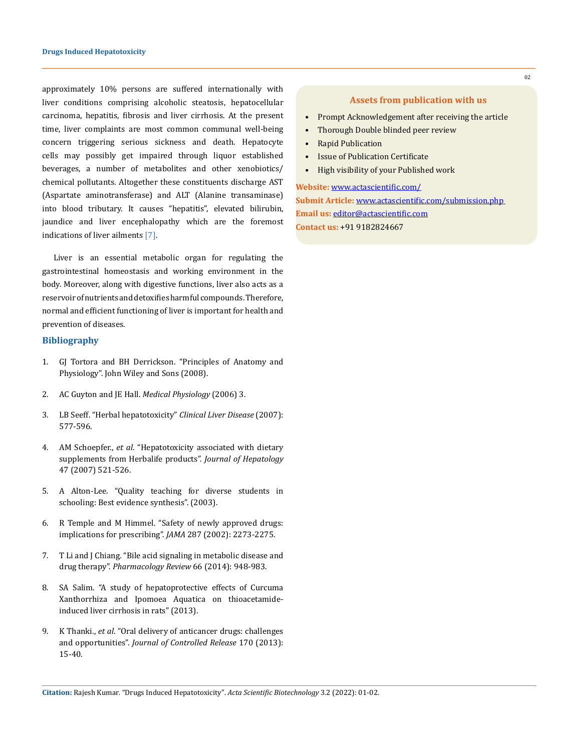approximately 10% persons are suffered internationally with liver conditions comprising alcoholic steatosis, hepatocellular carcinoma, hepatitis, fibrosis and liver cirrhosis. At the present time, liver complaints are most common communal well-being concern triggering serious sickness and death. Hepatocyte cells may possibly get impaired through liquor established beverages, a number of metabolites and other xenobiotics/ chemical pollutants. Altogether these constituents discharge AST (Aspartate aminotransferase) and ALT (Alanine transaminase) into blood tributary. It causes "hepatitis", elevated bilirubin, jaundice and liver encephalopathy which are the foremost indications of liver ailments [7].

Liver is an essential metabolic organ for regulating the gastrointestinal homeostasis and working environment in the body. Moreover, along with digestive functions, liver also acts as a reservoir of nutrients and detoxifies harmful compounds. Therefore, normal and efficient functioning of liver is important for health and prevention of diseases.

## Bibliography

1. GJ Tortora and BH Derrickson. "Principles of Anatomy and Physiology". John Wiley and Sons (2008).
2. AC Guyton and JE Hall. *Medical Physiology* (2006) 3.
3. LB Seeff. "Herbal hepatotoxicity" *Clinical Liver Disease* (2007): 577-596.
4. AM Schoepfer., *et al*. "Hepatotoxicity associated with dietary supplements from Herbalife products". *Journal of Hepatology* 47 (2007) 521-526.
5. A Alton-Lee. "Quality teaching for diverse students in schooling: Best evidence synthesis". (2003).
6. R Temple and M Himmel. "Safety of newly approved drugs: implications for prescribing". *JAMA* 287 (2002): 2273-2275.
7. T Li and J Chiang. "Bile acid signaling in metabolic disease and drug therapy". *Pharmacology Review* 66 (2014): 948-983.
8. SA Salim. "A study of hepatoprotective effects of Curcuma Xanthorrhiza and Ipomoea Aquatica on thioacetamide-induced liver cirrhosis in rats" (2013).
9. K Thanki., *et al*. "Oral delivery of anticancer drugs: challenges and opportunities". *Journal of Controlled Release* 170 (2013): 15-40.

### Assets from publication with us

- Prompt Acknowledgement after receiving the article
- Thorough Double blinded peer review
- Rapid Publication
- Issue of Publication Certificate
- High visibility of your Published work

**Website:** www.actascientific.com/
**Submit Article:** www.actascientific.com/submission.php
**Email us:** editor@actascientific.com
**Contact us:** +91 9182824667

**Citation:** Rajesh Kumar. "Drugs Induced Hepatotoxicity". *Acta Scientific Biotechnology* 3.2 (2022): 01-02.